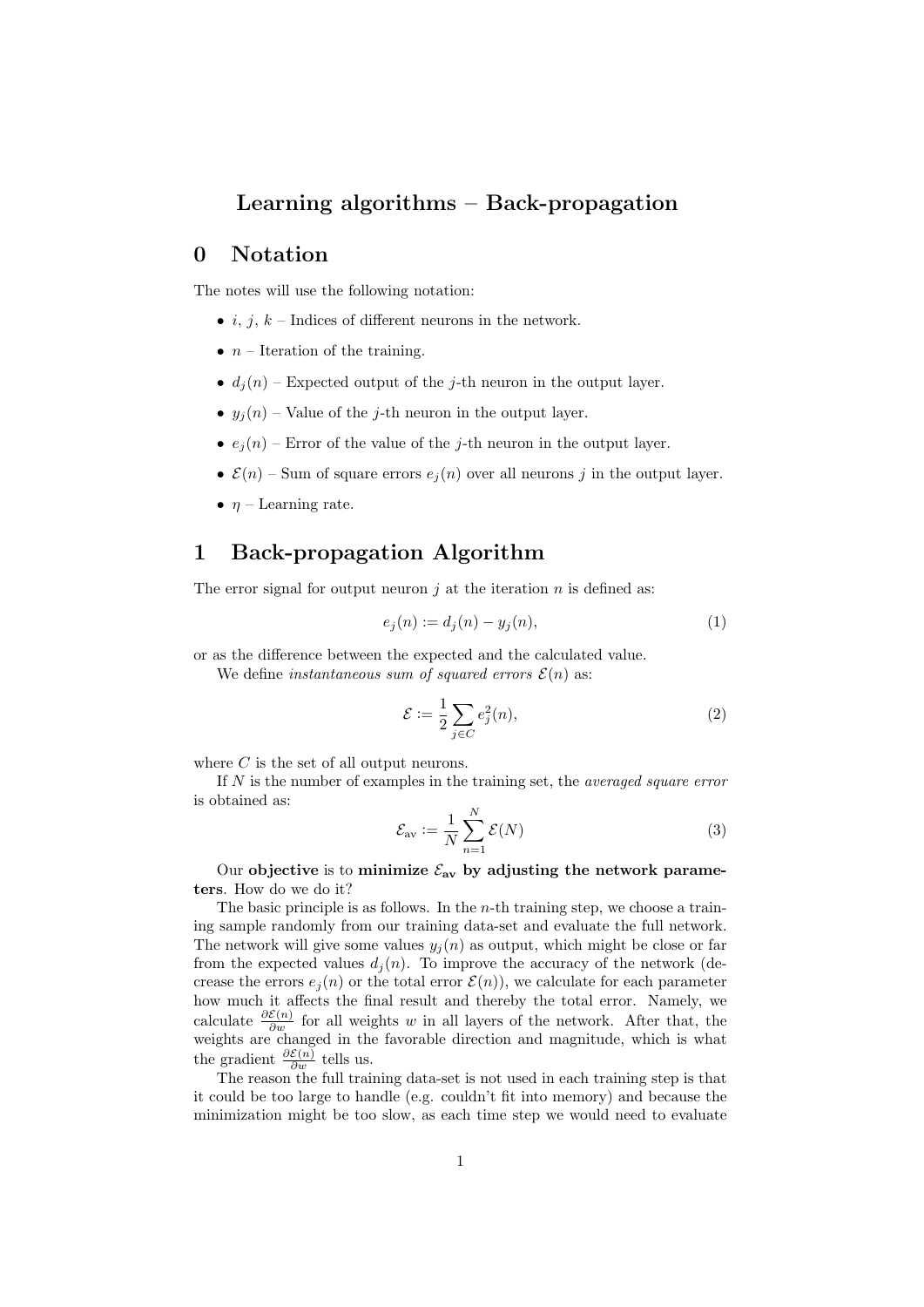# Learning algorithms – Back-propagation

## 0 Notation

The notes will use the following notation:

- $i$, $j$, $k$ – Indices of different neurons in the network.
- $n$ – Iteration of the training.
- $d_j(n)$ – Expected output of the $j$-th neuron in the output layer.
- $y_j(n)$ – Value of the $j$-th neuron in the output layer.
- $e_j(n)$ – Error of the value of the $j$-th neuron in the output layer.
- $\mathcal{E}(n)$ – Sum of square errors $e_j(n)$ over all neurons $j$ in the output layer.
- $\eta$ – Learning rate.

## 1 Back-propagation Algorithm

The error signal for output neuron $j$ at the iteration $n$ is defined as:

$$e_j(n) := d_j(n) - y_j(n), \tag{1}$$

or as the difference between the expected and the calculated value.

We define *instantaneous sum of squared errors* $\mathcal{E}(n)$ as:

$$\mathcal{E} := \frac{1}{2} \sum_{j \in C} e_j^2(n), \tag{2}$$

where $C$ is the set of all output neurons.

If $N$ is the number of examples in the training set, the *averaged square error* is obtained as:

$$\mathcal{E}_{\text{av}} := \frac{1}{N} \sum_{n=1}^{N} \mathcal{E}(N) \tag{3}$$

Our **objective** is to **minimize $\mathcal{E}_{\text{av}}$ by adjusting the network parameters**. How do we do it?

The basic principle is as follows. In the $n$-th training step, we choose a training sample randomly from our training data-set and evaluate the full network. The network will give some values $y_j(n)$ as output, which might be close or far from the expected values $d_j(n)$. To improve the accuracy of the network (decrease the errors $e_j(n)$ or the total error $\mathcal{E}(n)$), we calculate for each parameter how much it affects the final result and thereby the total error. Namely, we calculate $\frac{\partial \mathcal{E}(n)}{\partial w}$ for all weights $w$ in all layers of the network. After that, the weights are changed in the favorable direction and magnitude, which is what the gradient $\frac{\partial \mathcal{E}(n)}{\partial w}$ tells us.

The reason the full training data-set is not used in each training step is that it could be too large to handle (e.g. couldn't fit into memory) and because the minimization might be too slow, as each time step we would need to evaluate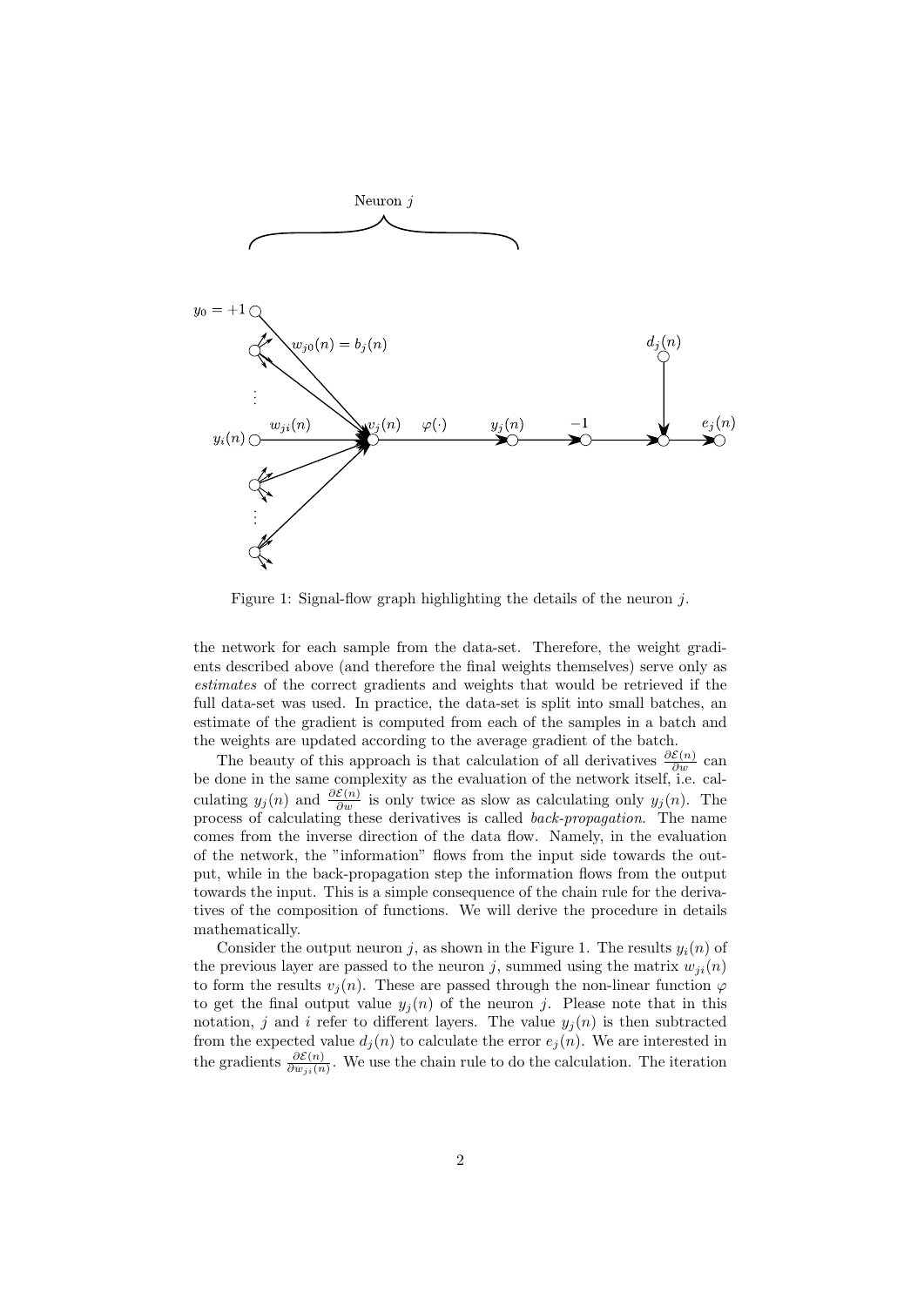Figure 1: Signal-flow graph highlighting the details of the neuron $j$.

the network for each sample from the data-set. Therefore, the weight gradients described above (and therefore the final weights themselves) serve only as *estimates* of the correct gradients and weights that would be retrieved if the full data-set was used. In practice, the data-set is split into small batches, an estimate of the gradient is computed from each of the samples in a batch and the weights are updated according to the average gradient of the batch.

The beauty of this approach is that calculation of all derivatives $\frac{\partial \mathcal{E}(n)}{\partial w}$ can be done in the same complexity as the evaluation of the network itself, i.e. calculating $y_j(n)$ and $\frac{\partial \mathcal{E}(n)}{\partial w}$ is only twice as slow as calculating only $y_j(n)$. The process of calculating these derivatives is called *back-propagation*. The name comes from the inverse direction of the data flow. Namely, in the evaluation of the network, the "information" flows from the input side towards the output, while in the back-propagation step the information flows from the output towards the input. This is a simple consequence of the chain rule for the derivatives of the composition of functions. We will derive the procedure in details mathematically.

Consider the output neuron $j$, as shown in the Figure 1. The results $y_i(n)$ of the previous layer are passed to the neuron $j$, summed using the matrix $w_{ji}(n)$ to form the results $v_j(n)$. These are passed through the non-linear function $\varphi$ to get the final output value $y_j(n)$ of the neuron $j$. Please note that in this notation, $j$ and $i$ refer to different layers. The value $y_j(n)$ is then subtracted from the expected value $d_j(n)$ to calculate the error $e_j(n)$. We are interested in the gradients $\frac{\partial \mathcal{E}(n)}{\partial w_{ji}(n)}$. We use the chain rule to do the calculation. The iteration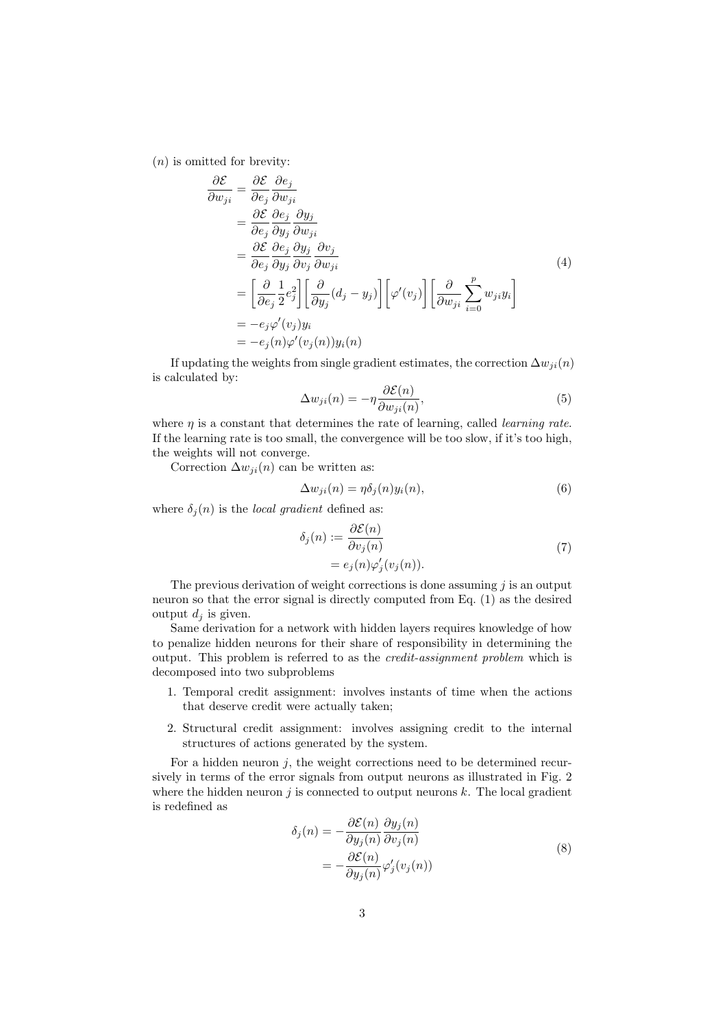$(n)$ is omitted for brevity:

$$
\begin{aligned}
\frac{\partial \mathcal{E}}{\partial w_{ji}} &= \frac{\partial \mathcal{E}}{\partial e_j} \frac{\partial e_j}{\partial w_{ji}} \\
&= \frac{\partial \mathcal{E}}{\partial e_j} \frac{\partial e_j}{\partial y_j} \frac{\partial y_j}{\partial w_{ji}} \\
&= \frac{\partial \mathcal{E}}{\partial e_j} \frac{\partial e_j}{\partial y_j} \frac{\partial y_j}{\partial v_j} \frac{\partial v_j}{\partial w_{ji}} \\
&= \left[ \frac{\partial}{\partial e_j} \frac{1}{2} e_j^2 \right] \left[ \frac{\partial}{\partial y_j} (d_j - y_j) \right] \left[ \varphi'(v_j) \right] \left[ \frac{\partial}{\partial w_{ji}} \sum_{i=0}^{p} w_{ji} y_i \right] \\
&= -e_j \varphi'(v_j) y_i \\
&= -e_j(n) \varphi'(v_j(n)) y_i(n)
\end{aligned}
\tag{4}
$$

If updating the weights from single gradient estimates, the correction $\Delta w_{ji}(n)$ is calculated by:

$$
\Delta w_{ji}(n) = -\eta \frac{\partial \mathcal{E}(n)}{\partial w_{ji}(n)}, \tag{5}
$$

where $\eta$ is a constant that determines the rate of learning, called *learning rate*. If the learning rate is too small, the convergence will be too slow, if it's too high, the weights will not converge.

Correction $\Delta w_{ji}(n)$ can be written as:

$$
\Delta w_{ji}(n) = \eta \delta_j(n) y_i(n), \tag{6}
$$

where $\delta_j(n)$ is the *local gradient* defined as:

$$
\begin{aligned}
\delta_j(n) &:= \frac{\partial \mathcal{E}(n)}{\partial v_j(n)} \\
&= e_j(n) \varphi_j'(v_j(n)).
\end{aligned}
\tag{7}
$$

The previous derivation of weight corrections is done assuming $j$ is an output neuron so that the error signal is directly computed from Eq. (1) as the desired output $d_j$ is given.

Same derivation for a network with hidden layers requires knowledge of how to penalize hidden neurons for their share of responsibility in determining the output. This problem is referred to as the *credit-assignment problem* which is decomposed into two subproblems

1. Temporal credit assignment: involves instants of time when the actions that deserve credit were actually taken;
2. Structural credit assignment: involves assigning credit to the internal structures of actions generated by the system.

For a hidden neuron $j$, the weight corrections need to be determined recursively in terms of the error signals from output neurons as illustrated in Fig. 2 where the hidden neuron $j$ is connected to output neurons $k$. The local gradient is redefined as

$$
\begin{aligned}
\delta_j(n) &= -\frac{\partial \mathcal{E}(n)}{\partial y_j(n)} \frac{\partial y_j(n)}{\partial v_j(n)} \\
&= -\frac{\partial \mathcal{E}(n)}{\partial y_j(n)} \varphi_j'(v_j(n))
\end{aligned}
\tag{8}
$$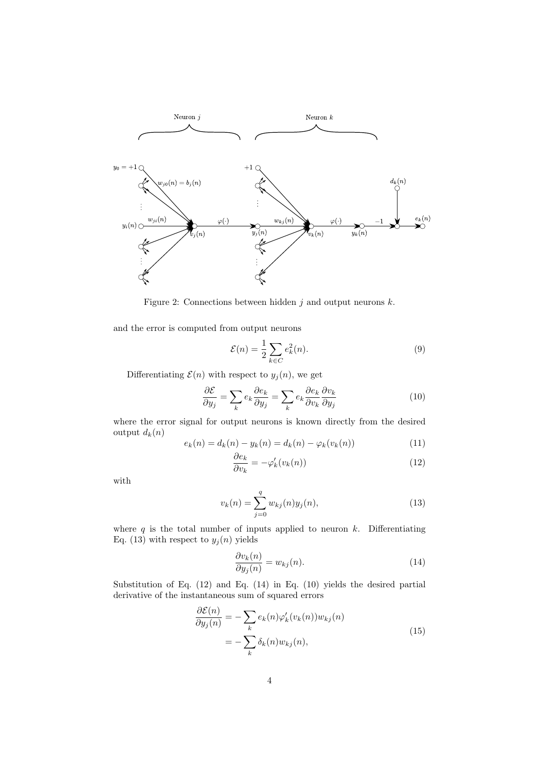Figure 2: Connections between hidden $j$ and output neurons $k$.

and the error is computed from output neurons

$$\mathcal{E}(n) = \frac{1}{2} \sum_{k \in C} e_k^2(n). \tag{9}$$

Differentiating $\mathcal{E}(n)$ with respect to $y_j(n)$, we get

$$\frac{\partial \mathcal{E}}{\partial y_j} = \sum_k e_k \frac{\partial e_k}{\partial y_j} = \sum_k e_k \frac{\partial e_k}{\partial v_k} \frac{\partial v_k}{\partial y_j} \tag{10}$$

where the error signal for output neurons is known directly from the desired output $d_k(n)$

$$e_k(n) = d_k(n) - y_k(n) = d_k(n) - \varphi_k(v_k(n)) \tag{11}$$

$$\frac{\partial e_k}{\partial v_k} = -\varphi_k'(v_k(n)) \tag{12}$$

with

$$v_k(n) = \sum_{j=0}^{q} w_{kj}(n) y_j(n), \tag{13}$$

where $q$ is the total number of inputs applied to neuron $k$. Differentiating Eq. (13) with respect to $y_j(n)$ yields

$$\frac{\partial v_k(n)}{\partial y_j(n)} = w_{kj}(n). \tag{14}$$

Substitution of Eq. (12) and Eq. (14) in Eq. (10) yields the desired partial derivative of the instantaneous sum of squared errors

$$\begin{aligned} \frac{\partial \mathcal{E}(n)}{\partial y_j(n)} &= -\sum_k e_k(n) \varphi_k'(v_k(n)) w_{kj}(n) \\ &= -\sum_k \delta_k(n) w_{kj}(n), \end{aligned} \tag{15}$$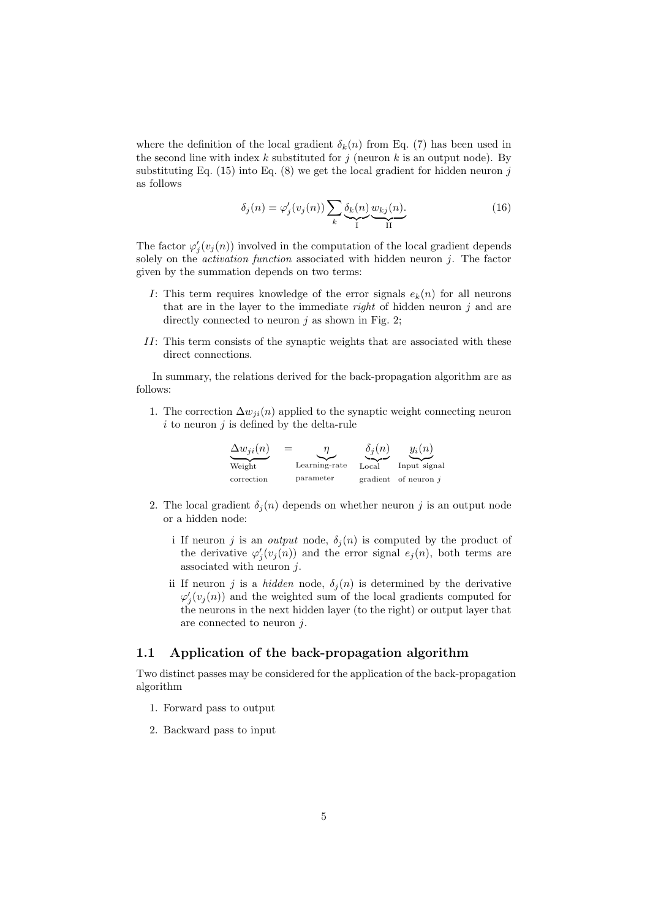where the definition of the local gradient $\delta_k(n)$ from Eq. (7) has been used in the second line with index $k$ substituted for $j$ (neuron $k$ is an output node). By substituting Eq. (15) into Eq. (8) we get the local gradient for hidden neuron $j$ as follows

$$\delta_j(n) = \varphi_j'(v_j(n)) \sum_k \underbrace{\delta_k(n)}_{\text{I}} \underbrace{w_{kj}(n)}_{\text{II}}. \tag{16}$$

The factor $\varphi_j'(v_j(n))$ involved in the computation of the local gradient depends solely on the *activation function* associated with hidden neuron $j$. The factor given by the summation depends on two terms:

- $I$: This term requires knowledge of the error signals $e_k(n)$ for all neurons that are in the layer to the immediate *right* of hidden neuron $j$ and are directly connected to neuron $j$ as shown in Fig. 2;
- $II$: This term consists of the synaptic weights that are associated with these direct connections.

In summary, the relations derived for the back-propagation algorithm are as follows:

1. The correction $\Delta w_{ji}(n)$ applied to the synaptic weight connecting neuron $i$ to neuron $j$ is defined by the delta-rule

$$\underbrace{\Delta w_{ji}(n)}_{\substack{\text{Weight}\\ \text{correction}}} = \underbrace{\eta}_{\substack{\text{Learning-rate}\\ \text{parameter}}} \underbrace{\delta_j(n)}_{\substack{\text{Local}\\ \text{gradient}}} \underbrace{y_i(n)}_{\substack{\text{Input signal}\\ \text{of neuron } j}}$$

2. The local gradient $\delta_j(n)$ depends on whether neuron $j$ is an output node or a hidden node:

   i If neuron $j$ is an *output* node, $\delta_j(n)$ is computed by the product of the derivative $\varphi_j'(v_j(n))$ and the error signal $e_j(n)$, both terms are associated with neuron $j$.

   ii If neuron $j$ is a *hidden* node, $\delta_j(n)$ is determined by the derivative $\varphi_j'(v_j(n))$ and the weighted sum of the local gradients computed for the neurons in the next hidden layer (to the right) or output layer that are connected to neuron $j$.

## 1.1 Application of the back-propagation algorithm

Two distinct passes may be considered for the application of the back-propagation algorithm

1. Forward pass to output
2. Backward pass to input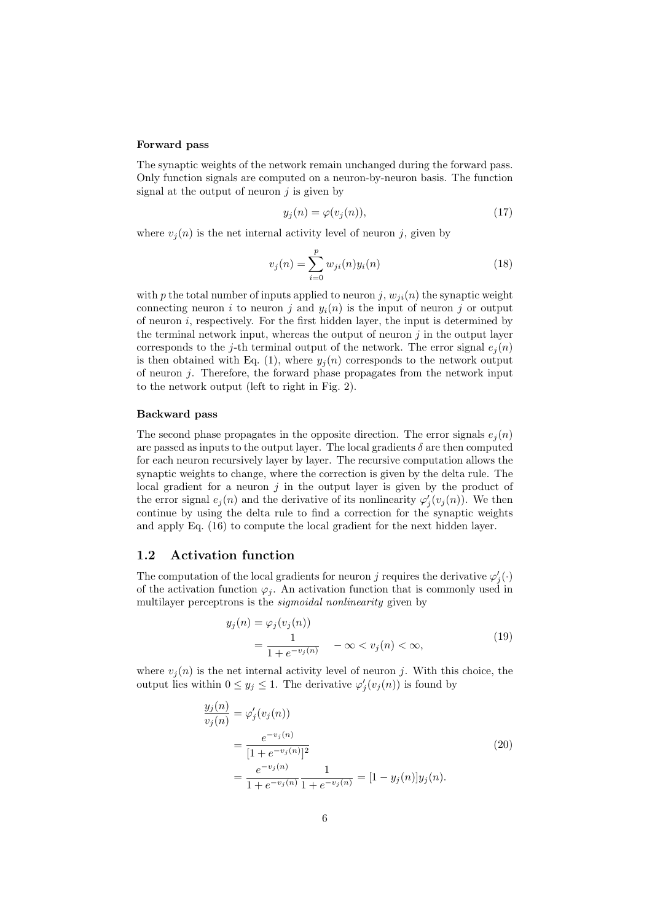**Forward pass**

The synaptic weights of the network remain unchanged during the forward pass. Only function signals are computed on a neuron-by-neuron basis. The function signal at the output of neuron $j$ is given by

$$y_j(n) = \varphi(v_j(n)), \tag{17}$$

where $v_j(n)$ is the net internal activity level of neuron $j$, given by

$$v_j(n) = \sum_{i=0}^{p} w_{ji}(n) y_i(n) \tag{18}$$

with $p$ the total number of inputs applied to neuron $j$, $w_{ji}(n)$ the synaptic weight connecting neuron $i$ to neuron $j$ and $y_i(n)$ is the input of neuron $j$ or output of neuron $i$, respectively. For the first hidden layer, the input is determined by the terminal network input, whereas the output of neuron $j$ in the output layer corresponds to the $j$-th terminal output of the network. The error signal $e_j(n)$ is then obtained with Eq. (1), where $y_j(n)$ corresponds to the network output of neuron $j$. Therefore, the forward phase propagates from the network input to the network output (left to right in Fig. 2).

**Backward pass**

The second phase propagates in the opposite direction. The error signals $e_j(n)$ are passed as inputs to the output layer. The local gradients $\delta$ are then computed for each neuron recursively layer by layer. The recursive computation allows the synaptic weights to change, where the correction is given by the delta rule. The local gradient for a neuron $j$ in the output layer is given by the product of the error signal $e_j(n)$ and the derivative of its nonlinearity $\varphi_j'(v_j(n))$. We then continue by using the delta rule to find a correction for the synaptic weights and apply Eq. (16) to compute the local gradient for the next hidden layer.

## 1.2 Activation function

The computation of the local gradients for neuron $j$ requires the derivative $\varphi_j'(\cdot)$ of the activation function $\varphi_j$. An activation function that is commonly used in multilayer perceptrons is the *sigmoidal nonlinearity* given by

$$\begin{aligned} y_j(n) &= \varphi_j(v_j(n)) \\ &= \frac{1}{1 + e^{-v_j(n)}} \quad -\infty < v_j(n) < \infty, \end{aligned} \tag{19}$$

where $v_j(n)$ is the net internal activity level of neuron $j$. With this choice, the output lies within $0 \leq y_j \leq 1$. The derivative $\varphi_j'(v_j(n))$ is found by

$$\begin{aligned} \frac{y_j(n)}{v_j(n)} &= \varphi_j'(v_j(n)) \\ &= \frac{e^{-v_j(n)}}{[1 + e^{-v_j(n)}]^2} \\ &= \frac{e^{-v_j(n)}}{1 + e^{-v_j(n)}} \frac{1}{1 + e^{-v_j(n)}} = [1 - y_j(n)] y_j(n). \end{aligned} \tag{20}$$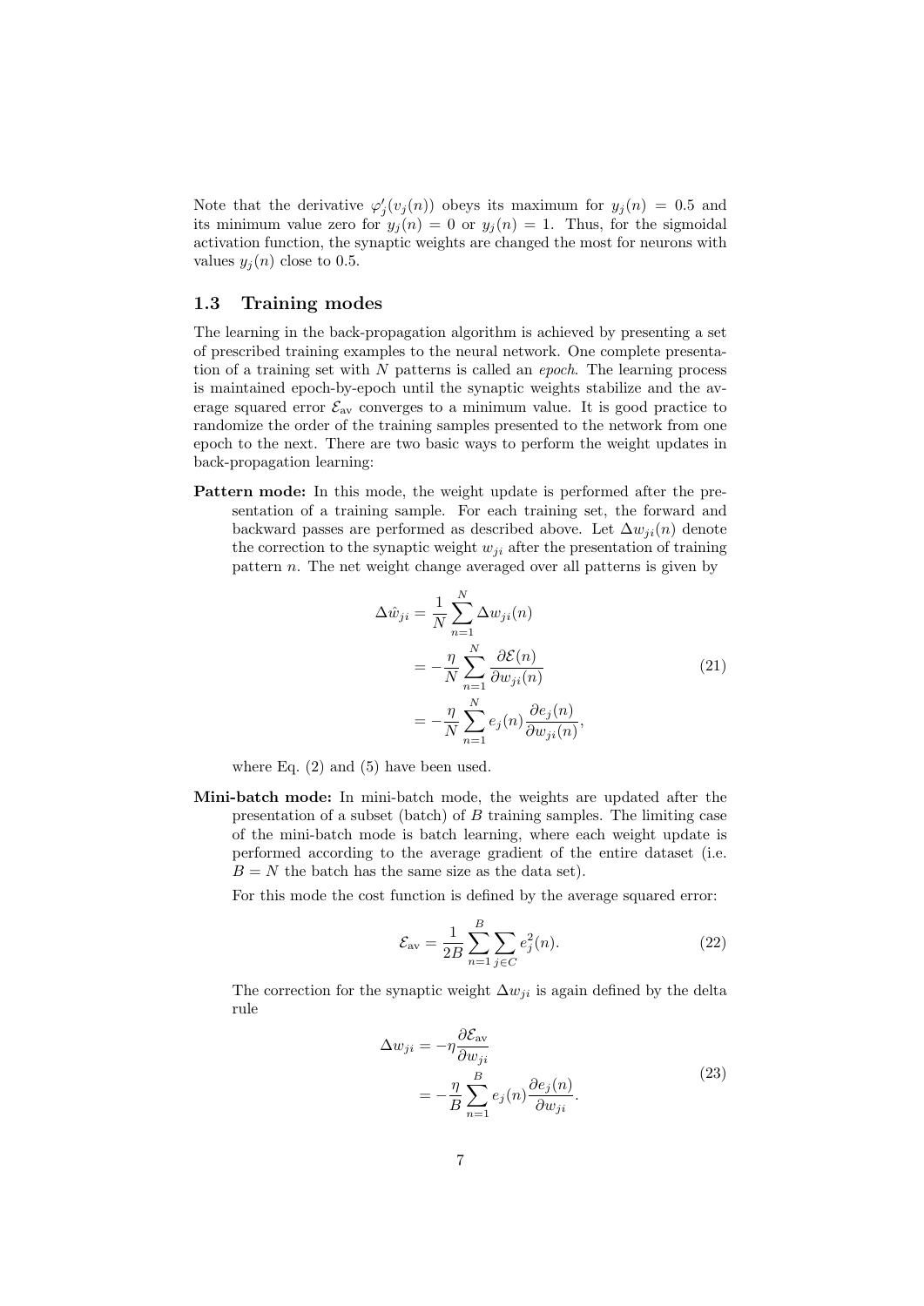Note that the derivative $\varphi_j'(v_j(n))$ obeys its maximum for $y_j(n) = 0.5$ and its minimum value zero for $y_j(n) = 0$ or $y_j(n) = 1$. Thus, for the sigmoidal activation function, the synaptic weights are changed the most for neurons with values $y_j(n)$ close to 0.5.

### 1.3 Training modes

The learning in the back-propagation algorithm is achieved by presenting a set of prescribed training examples to the neural network. One complete presentation of a training set with $N$ patterns is called an *epoch*. The learning process is maintained epoch-by-epoch until the synaptic weights stabilize and the average squared error $\mathcal{E}_{\text{av}}$ converges to a minimum value. It is good practice to randomize the order of the training samples presented to the network from one epoch to the next. There are two basic ways to perform the weight updates in back-propagation learning:

**Pattern mode:** In this mode, the weight update is performed after the presentation of a training sample. For each training set, the forward and backward passes are performed as described above. Let $\Delta w_{ji}(n)$ denote the correction to the synaptic weight $w_{ji}$ after the presentation of training pattern $n$. The net weight change averaged over all patterns is given by

$$
\begin{aligned}
\Delta \hat{w}_{ji} &= \frac{1}{N} \sum_{n=1}^{N} \Delta w_{ji}(n) \\
&= -\frac{\eta}{N} \sum_{n=1}^{N} \frac{\partial \mathcal{E}(n)}{\partial w_{ji}(n)} \\
&= -\frac{\eta}{N} \sum_{n=1}^{N} e_j(n) \frac{\partial e_j(n)}{\partial w_{ji}(n)},
\end{aligned}
\tag{21}
$$

where Eq. (2) and (5) have been used.

**Mini-batch mode:** In mini-batch mode, the weights are updated after the presentation of a subset (batch) of $B$ training samples. The limiting case of the mini-batch mode is batch learning, where each weight update is performed according to the average gradient of the entire dataset (i.e. $B = N$ the batch has the same size as the data set).

For this mode the cost function is defined by the average squared error:

$$
\mathcal{E}_{\text{av}} = \frac{1}{2B} \sum_{n=1}^{B} \sum_{j \in C} e_j^2(n). \tag{22}
$$

The correction for the synaptic weight $\Delta w_{ji}$ is again defined by the delta rule

$$
\begin{aligned}
\Delta w_{ji} &= -\eta \frac{\partial \mathcal{E}_{\text{av}}}{\partial w_{ji}} \\
&= -\frac{\eta}{B} \sum_{n=1}^{B} e_j(n) \frac{\partial e_j(n)}{\partial w_{ji}}.
\end{aligned}
\tag{23}
$$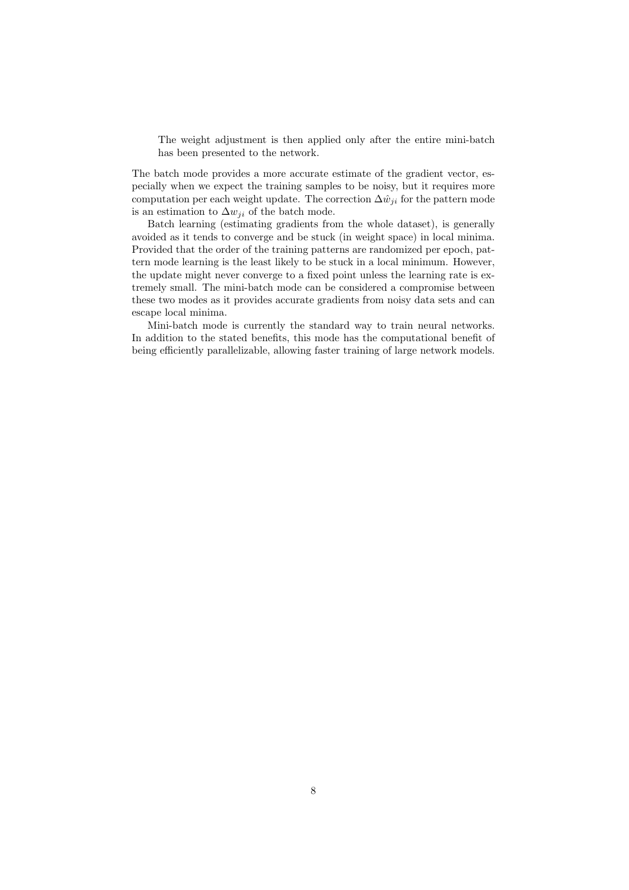> The weight adjustment is then applied only after the entire mini-batch has been presented to the network.

The batch mode provides a more accurate estimate of the gradient vector, especially when we expect the training samples to be noisy, but it requires more computation per each weight update. The correction $\Delta\hat{w}_{ji}$ for the pattern mode is an estimation to $\Delta w_{ji}$ of the batch mode.

Batch learning (estimating gradients from the whole dataset), is generally avoided as it tends to converge and be stuck (in weight space) in local minima. Provided that the order of the training patterns are randomized per epoch, pattern mode learning is the least likely to be stuck in a local minimum. However, the update might never converge to a fixed point unless the learning rate is extremely small. The mini-batch mode can be considered a compromise between these two modes as it provides accurate gradients from noisy data sets and can escape local minima.

Mini-batch mode is currently the standard way to train neural networks. In addition to the stated benefits, this mode has the computational benefit of being efficiently parallelizable, allowing faster training of large network models.